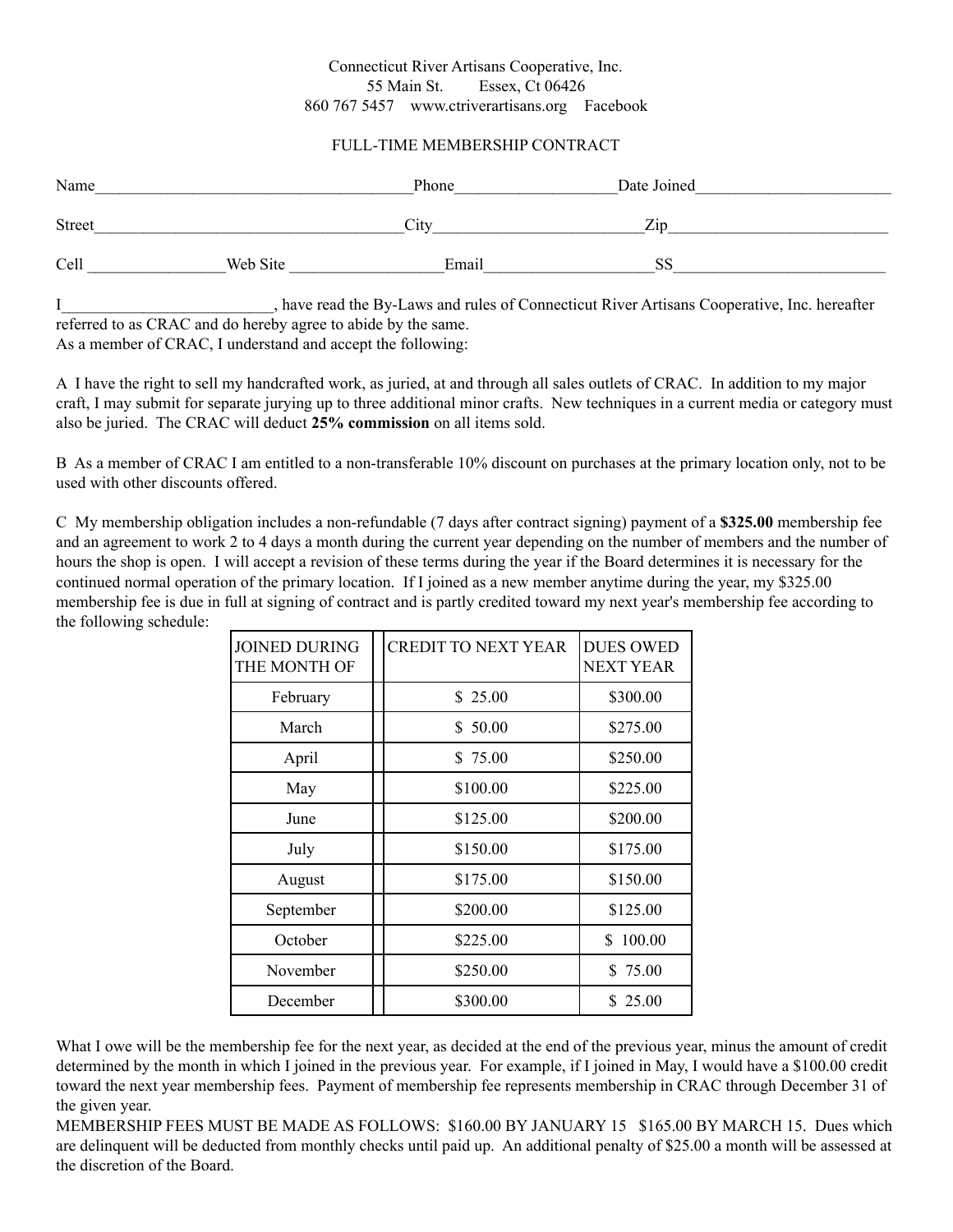Connecticut River Artisans Cooperative, Inc.
55 Main St. Essex, Ct 06426
860 767 5457 www.ctriverartisans.org Facebook

FULL-TIME MEMBERSHIP CONTRACT

Name_______________________________________Phone___________________Date Joined________________________

Street______________________________________City__________________________Zip___________________________

Cell ________________Web Site __________________Email____________________SS__________________________

I__________________________, have read the By-Laws and rules of Connecticut River Artisans Cooperative, Inc. hereafter referred to as CRAC and do hereby agree to abide by the same.
As a member of CRAC, I understand and accept the following:

A I have the right to sell my handcrafted work, as juried, at and through all sales outlets of CRAC. In addition to my major craft, I may submit for separate jurying up to three additional minor crafts. New techniques in a current media or category must also be juried. The CRAC will deduct **25% commission** on all items sold.

B As a member of CRAC I am entitled to a non-transferable 10% discount on purchases at the primary location only, not to be used with other discounts offered.

C My membership obligation includes a non-refundable (7 days after contract signing) payment of a **$325.00** membership fee and an agreement to work 2 to 4 days a month during the current year depending on the number of members and the number of hours the shop is open. I will accept a revision of these terms during the year if the Board determines it is necessary for the continued normal operation of the primary location. If I joined as a new member anytime during the year, my $325.00 membership fee is due in full at signing of contract and is partly credited toward my next year's membership fee according to the following schedule:

| JOINED DURING THE MONTH OF | CREDIT TO NEXT YEAR | DUES OWED NEXT YEAR |
|---|---|---|
| February | $ 25.00 | $300.00 |
| March | $ 50.00 | $275.00 |
| April | $ 75.00 | $250.00 |
| May | $100.00 | $225.00 |
| June | $125.00 | $200.00 |
| July | $150.00 | $175.00 |
| August | $175.00 | $150.00 |
| September | $200.00 | $125.00 |
| October | $225.00 | $ 100.00 |
| November | $250.00 | $ 75.00 |
| December | $300.00 | $ 25.00 |

What I owe will be the membership fee for the next year, as decided at the end of the previous year, minus the amount of credit determined by the month in which I joined in the previous year. For example, if I joined in May, I would have a $100.00 credit toward the next year membership fees. Payment of membership fee represents membership in CRAC through December 31 of the given year.
MEMBERSHIP FEES MUST BE MADE AS FOLLOWS: $160.00 BY JANUARY 15 $165.00 BY MARCH 15. Dues which are delinquent will be deducted from monthly checks until paid up. An additional penalty of $25.00 a month will be assessed at the discretion of the Board.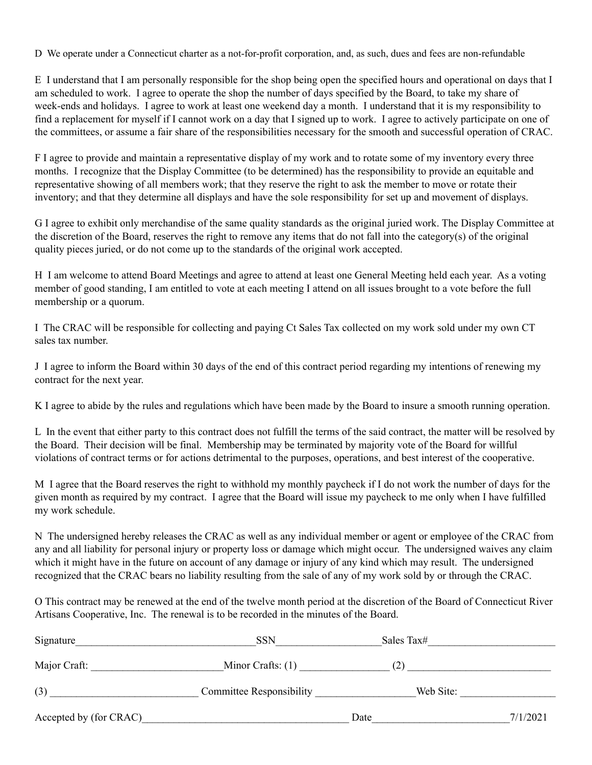D We operate under a Connecticut charter as a not-for-profit corporation, and, as such, dues and fees are non-refundable

E I understand that I am personally responsible for the shop being open the specified hours and operational on days that I am scheduled to work. I agree to operate the shop the number of days specified by the Board, to take my share of week-ends and holidays. I agree to work at least one weekend day a month. I understand that it is my responsibility to find a replacement for myself if I cannot work on a day that I signed up to work. I agree to actively participate on one of the committees, or assume a fair share of the responsibilities necessary for the smooth and successful operation of CRAC.

F I agree to provide and maintain a representative display of my work and to rotate some of my inventory every three months. I recognize that the Display Committee (to be determined) has the responsibility to provide an equitable and representative showing of all members work; that they reserve the right to ask the member to move or rotate their inventory; and that they determine all displays and have the sole responsibility for set up and movement of displays.

G I agree to exhibit only merchandise of the same quality standards as the original juried work. The Display Committee at the discretion of the Board, reserves the right to remove any items that do not fall into the category(s) of the original quality pieces juried, or do not come up to the standards of the original work accepted.

H I am welcome to attend Board Meetings and agree to attend at least one General Meeting held each year. As a voting member of good standing, I am entitled to vote at each meeting I attend on all issues brought to a vote before the full membership or a quorum.

I The CRAC will be responsible for collecting and paying Ct Sales Tax collected on my work sold under my own CT sales tax number.

J I agree to inform the Board within 30 days of the end of this contract period regarding my intentions of renewing my contract for the next year.

K I agree to abide by the rules and regulations which have been made by the Board to insure a smooth running operation.

L In the event that either party to this contract does not fulfill the terms of the said contract, the matter will be resolved by the Board. Their decision will be final. Membership may be terminated by majority vote of the Board for willful violations of contract terms or for actions detrimental to the purposes, operations, and best interest of the cooperative.

M I agree that the Board reserves the right to withhold my monthly paycheck if I do not work the number of days for the given month as required by my contract. I agree that the Board will issue my paycheck to me only when I have fulfilled my work schedule.

N The undersigned hereby releases the CRAC as well as any individual member or agent or employee of the CRAC from any and all liability for personal injury or property loss or damage which might occur. The undersigned waives any claim which it might have in the future on account of any damage or injury of any kind which may result. The undersigned recognized that the CRAC bears no liability resulting from the sale of any of my work sold by or through the CRAC.

O This contract may be renewed at the end of the twelve month period at the discretion of the Board of Connecticut River Artisans Cooperative, Inc. The renewal is to be recorded in the minutes of the Board.

Signature__________________________________ SSN____________________ Sales Tax#________________________

Major Craft: ________________________ Minor Crafts: (1) ________________ (2) ___________________________

(3) ___________________________ Committee Responsibility __________________ Web Site: _________________

Accepted by (for CRAC)______________________________________ Date_________________________ 7/1/2021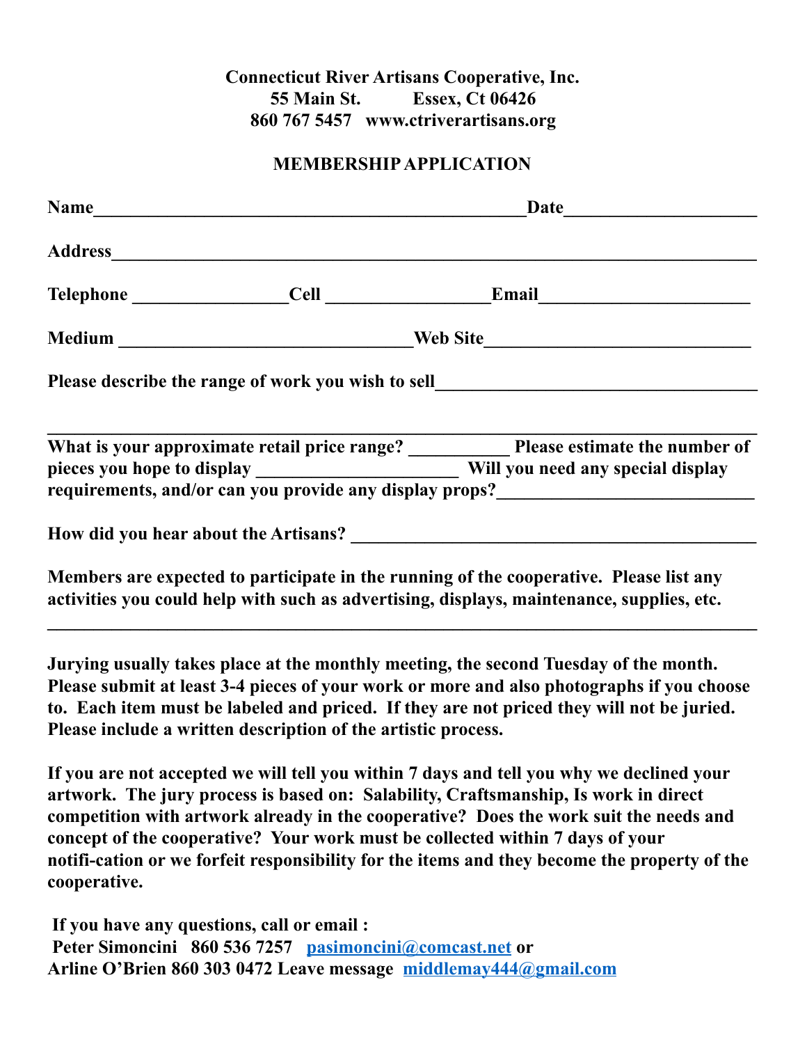**Connecticut River Artisans Cooperative, Inc.**
**55 Main St. Essex, Ct 06426**
**860 767 5457 www.ctriverartisans.org**

**MEMBERSHIP APPLICATION**

**Name**_______________________________________________**Date**_____________________

**Address**_________________________________________________________________________

**Telephone** ________________**Cell** _________________**Email**______________________

**Medium** _______________________________**Web Site**_____________________________

**Please describe the range of work you wish to sell**___________________________________

_____________________________________________________________________________

**What is your approximate retail price range?** ___________ **Please estimate the number of pieces you hope to display** ______________________ **Will you need any special display requirements, and/or can you provide any display props?**___________________________

**How did you hear about the Artisans?** ____________________________________________

**Members are expected to participate in the running of the cooperative. Please list any activities you could help with such as advertising, displays, maintenance, supplies, etc.**

_____________________________________________________________________________

**Jurying usually takes place at the monthly meeting, the second Tuesday of the month. Please submit at least 3-4 pieces of your work or more and also photographs if you choose to. Each item must be labeled and priced. If they are not priced they will not be juried. Please include a written description of the artistic process.**

**If you are not accepted we will tell you within 7 days and tell you why we declined your artwork. The jury process is based on: Salability, Craftsmanship, Is work in direct competition with artwork already in the cooperative? Does the work suit the needs and concept of the cooperative? Your work must be collected within 7 days of your notifi-cation or we forfeit responsibility for the items and they become the property of the cooperative.**

**If you have any questions, call or email :**
**Peter Simoncini 860 536 7257 pasimoncini@comcast.net or**
**Arline O'Brien 860 303 0472 Leave message middlemay444@gmail.com**